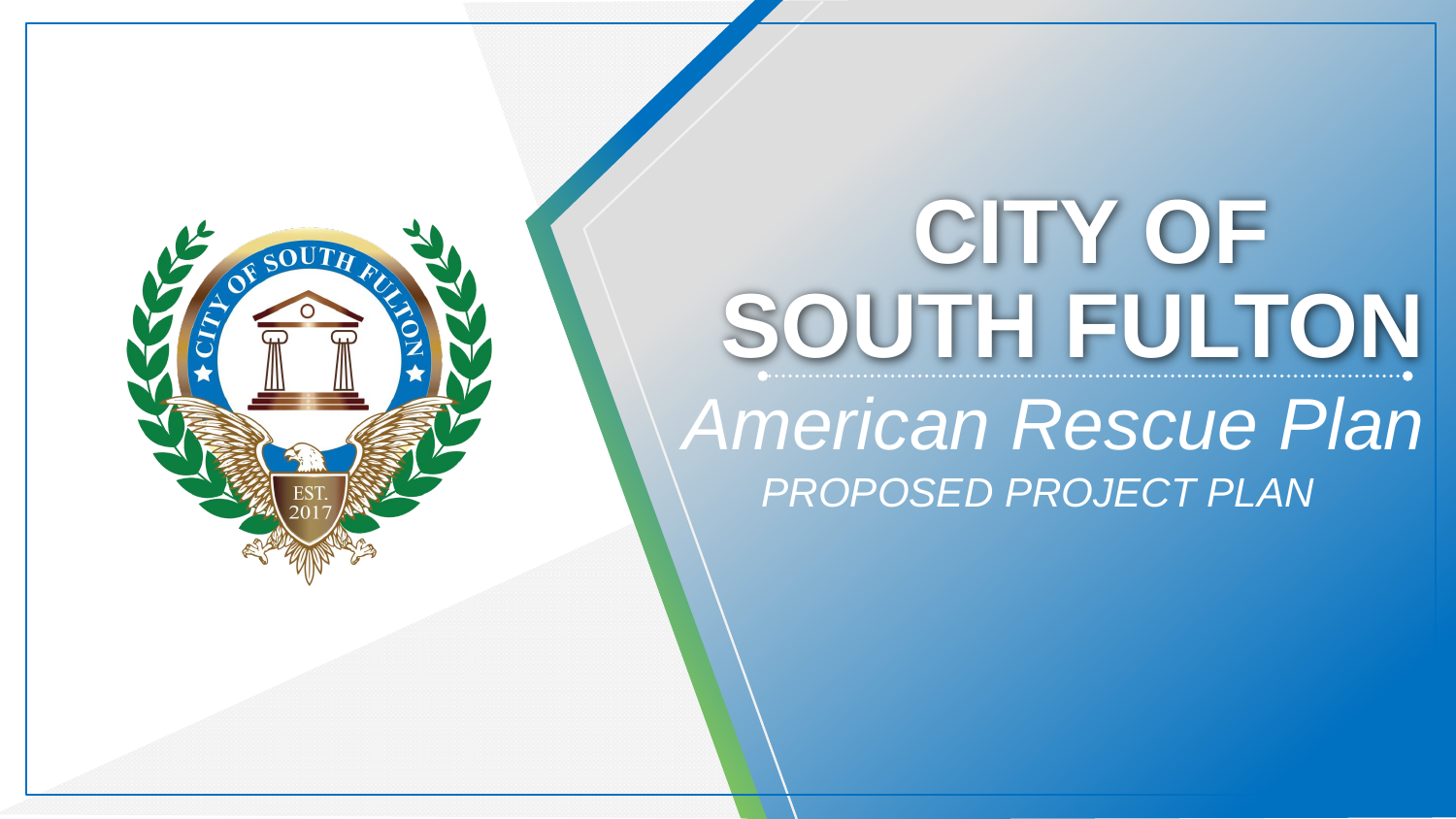# CITY OF SOUTH FULTON

## *American Rescue Plan*

*PROPOSED PROJECT PLAN*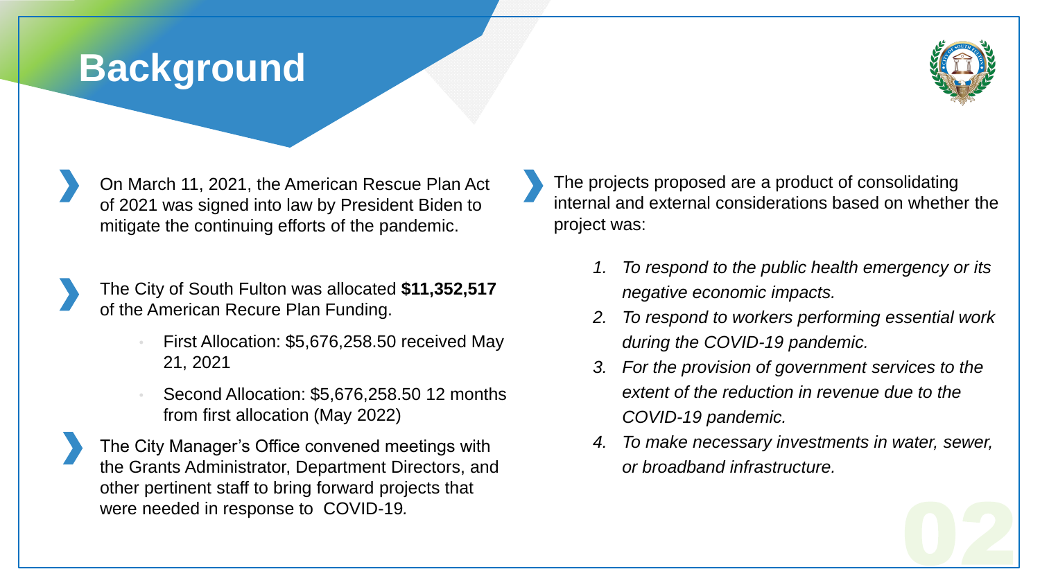# Background

- On March 11, 2021, the American Rescue Plan Act of 2021 was signed into law by President Biden to mitigate the continuing efforts of the pandemic.

- The City of South Fulton was allocated **$11,352,517** of the American Recure Plan Funding.
  - First Allocation: $5,676,258.50 received May 21, 2021
  - Second Allocation: $5,676,258.50 12 months from first allocation (May 2022)

- The City Manager's Office convened meetings with the Grants Administrator, Department Directors, and other pertinent staff to bring forward projects that were needed in response to COVID-19.

- The projects proposed are a product of consolidating internal and external considerations based on whether the project was:

  1. *To respond to the public health emergency or its negative economic impacts.*
  2. *To respond to workers performing essential work during the COVID-19 pandemic.*
  3. *For the provision of government services to the extent of the reduction in revenue due to the COVID-19 pandemic.*
  4. *To make necessary investments in water, sewer, or broadband infrastructure.*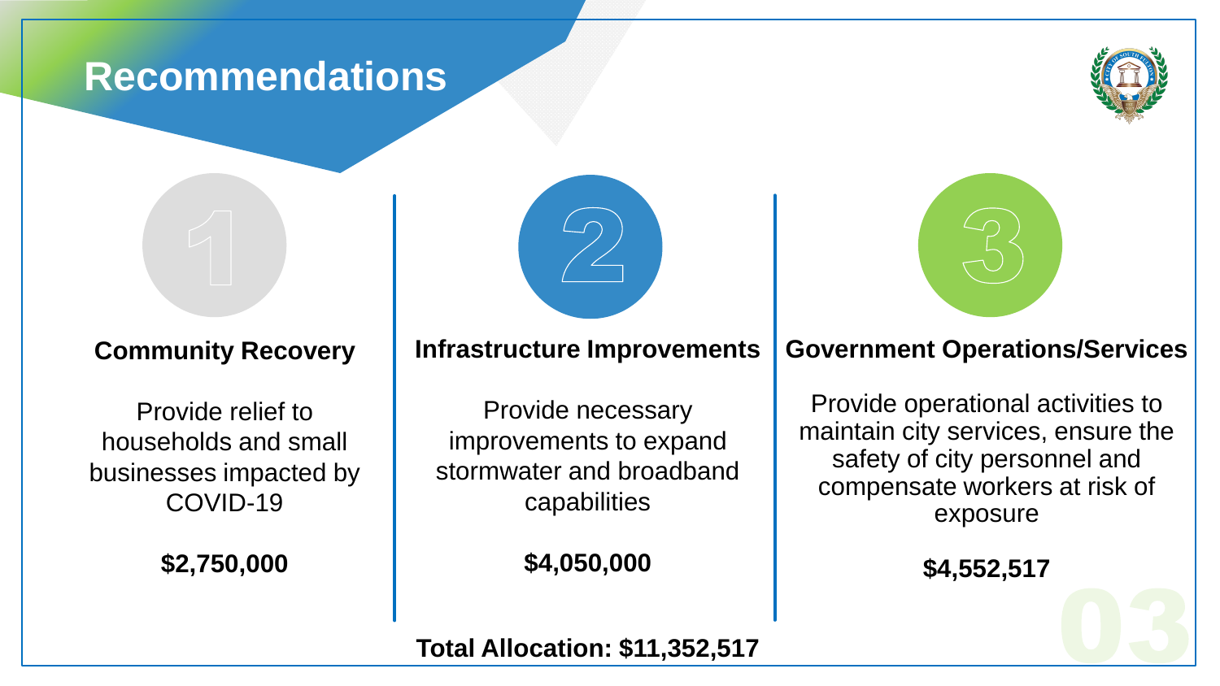# Recommendations

## 1

### Community Recovery

Provide relief to households and small businesses impacted by COVID-19

**$2,750,000**

## 2

### Infrastructure Improvements

Provide necessary improvements to expand stormwater and broadband capabilities

**$4,050,000**

## 3

### Government Operations/Services

Provide operational activities to maintain city services, ensure the safety of city personnel and compensate workers at risk of exposure

**$4,552,517**

**Total Allocation: $11,352,517**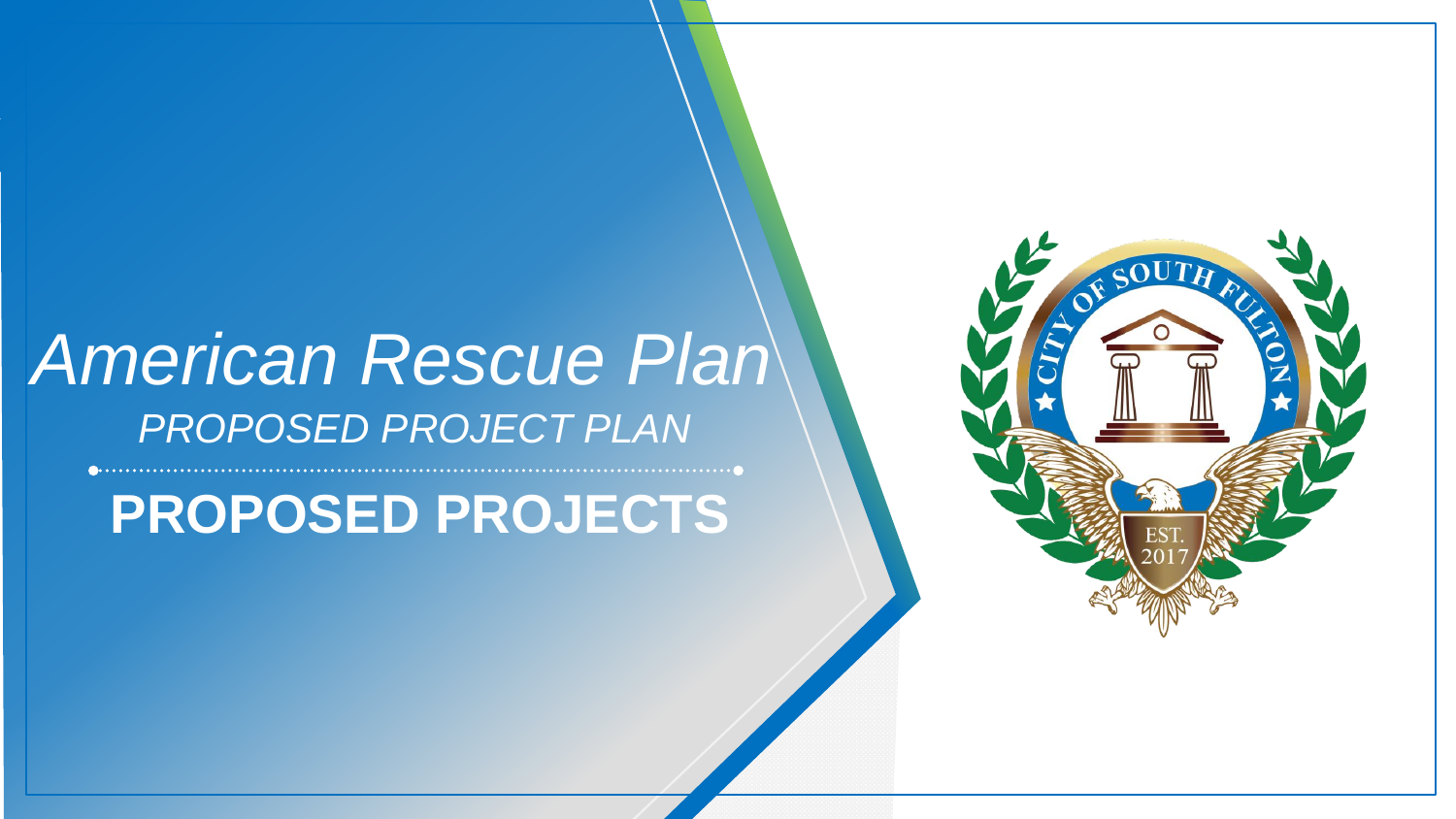# *American Rescue Plan*

*PROPOSED PROJECT PLAN*

## PROPOSED PROJECTS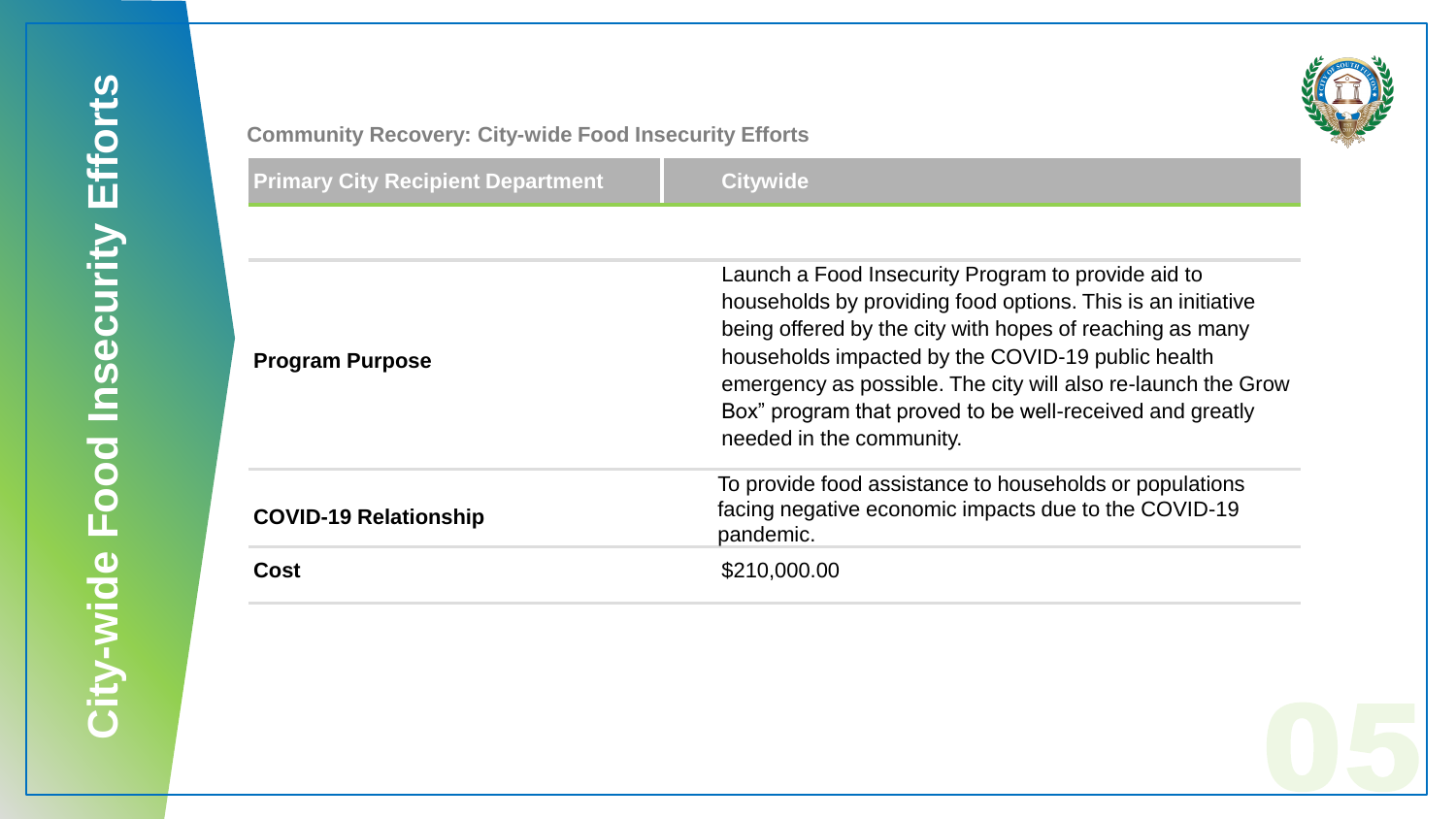# City-wide Food Insecurity Efforts

### Community Recovery: City-wide Food Insecurity Efforts

| Primary City Recipient Department | Citywide |
|---|---|
| | |
| **Program Purpose** | Launch a Food Insecurity Program to provide aid to households by providing food options. This is an initiative being offered by the city with hopes of reaching as many households impacted by the COVID-19 public health emergency as possible. The city will also re-launch the Grow Box" program that proved to be well-received and greatly needed in the community. |
| **COVID-19 Relationship** | To provide food assistance to households or populations facing negative economic impacts due to the COVID-19 pandemic. |
| **Cost** | $210,000.00 |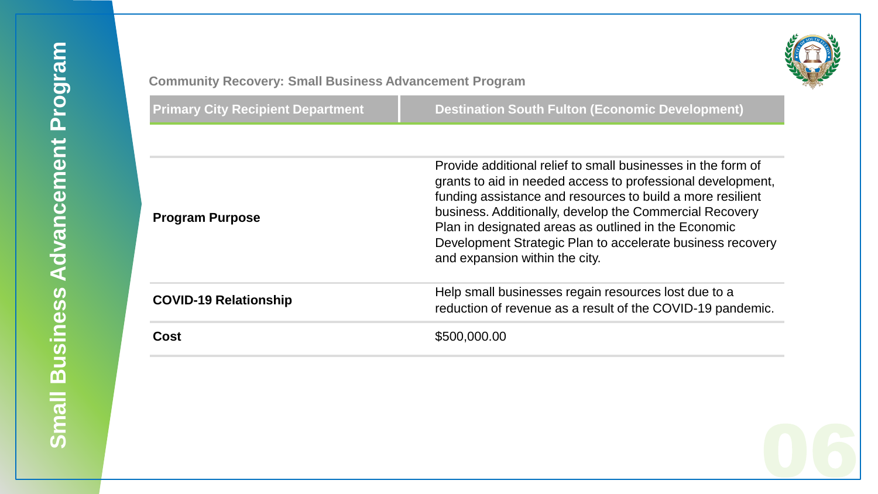# Small Business Advancement Program

## Community Recovery: Small Business Advancement Program

| Primary City Recipient Department | Destination South Fulton (Economic Development) |
| --- | --- |
| **Program Purpose** | Provide additional relief to small businesses in the form of grants to aid in needed access to professional development, funding assistance and resources to build a more resilient business. Additionally, develop the Commercial Recovery Plan in designated areas as outlined in the Economic Development Strategic Plan to accelerate business recovery and expansion within the city. |
| **COVID-19 Relationship** | Help small businesses regain resources lost due to a reduction of revenue as a result of the COVID-19 pandemic. |
| **Cost** | $500,000.00 |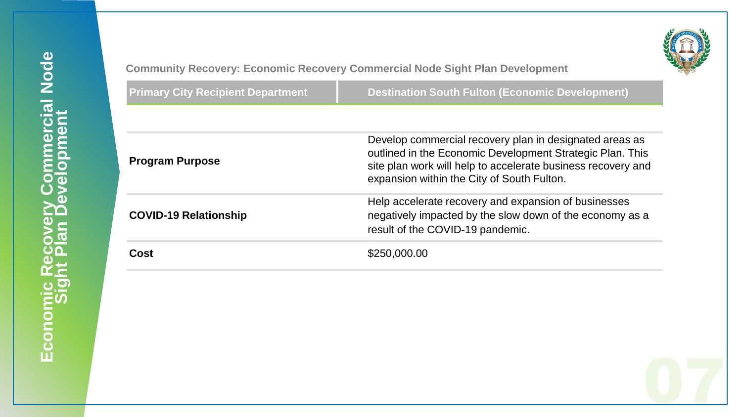# Economic Recovery Commercial Node Sight Plan Development

## Community Recovery: Economic Recovery Commercial Node Sight Plan Development

| Primary City Recipient Department | Destination South Fulton (Economic Development) |
| --- | --- |
| **Program Purpose** | Develop commercial recovery plan in designated areas as outlined in the Economic Development Strategic Plan. This site plan work will help to accelerate business recovery and expansion within the City of South Fulton. |
| **COVID-19 Relationship** | Help accelerate recovery and expansion of businesses negatively impacted by the slow down of the economy as a result of the COVID-19 pandemic. |
| **Cost** | $250,000.00 |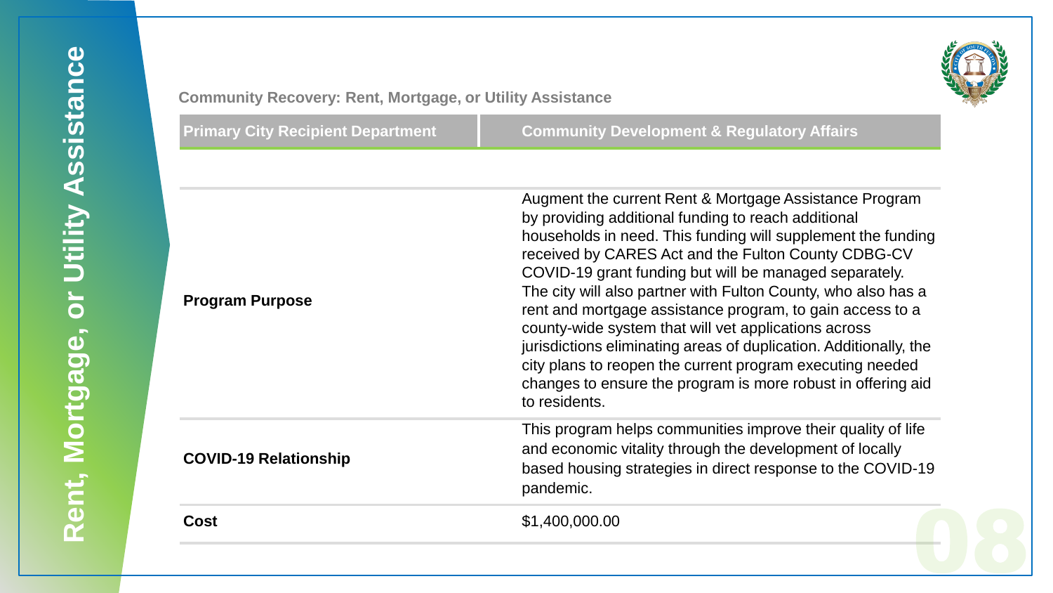# Rent, Mortgage, or Utility Assistance

**Community Recovery: Rent, Mortgage, or Utility Assistance**

| Primary City Recipient Department | Community Development & Regulatory Affairs |
|---|---|
| **Program Purpose** | Augment the current Rent & Mortgage Assistance Program by providing additional funding to reach additional households in need. This funding will supplement the funding received by CARES Act and the Fulton County CDBG-CV COVID-19 grant funding but will be managed separately. The city will also partner with Fulton County, who also has a rent and mortgage assistance program, to gain access to a county-wide system that will vet applications across jurisdictions eliminating areas of duplication. Additionally, the city plans to reopen the current program executing needed changes to ensure the program is more robust in offering aid to residents. |
| **COVID-19 Relationship** | This program helps communities improve their quality of life and economic vitality through the development of locally based housing strategies in direct response to the COVID-19 pandemic. |
| **Cost** | $1,400,000.00 |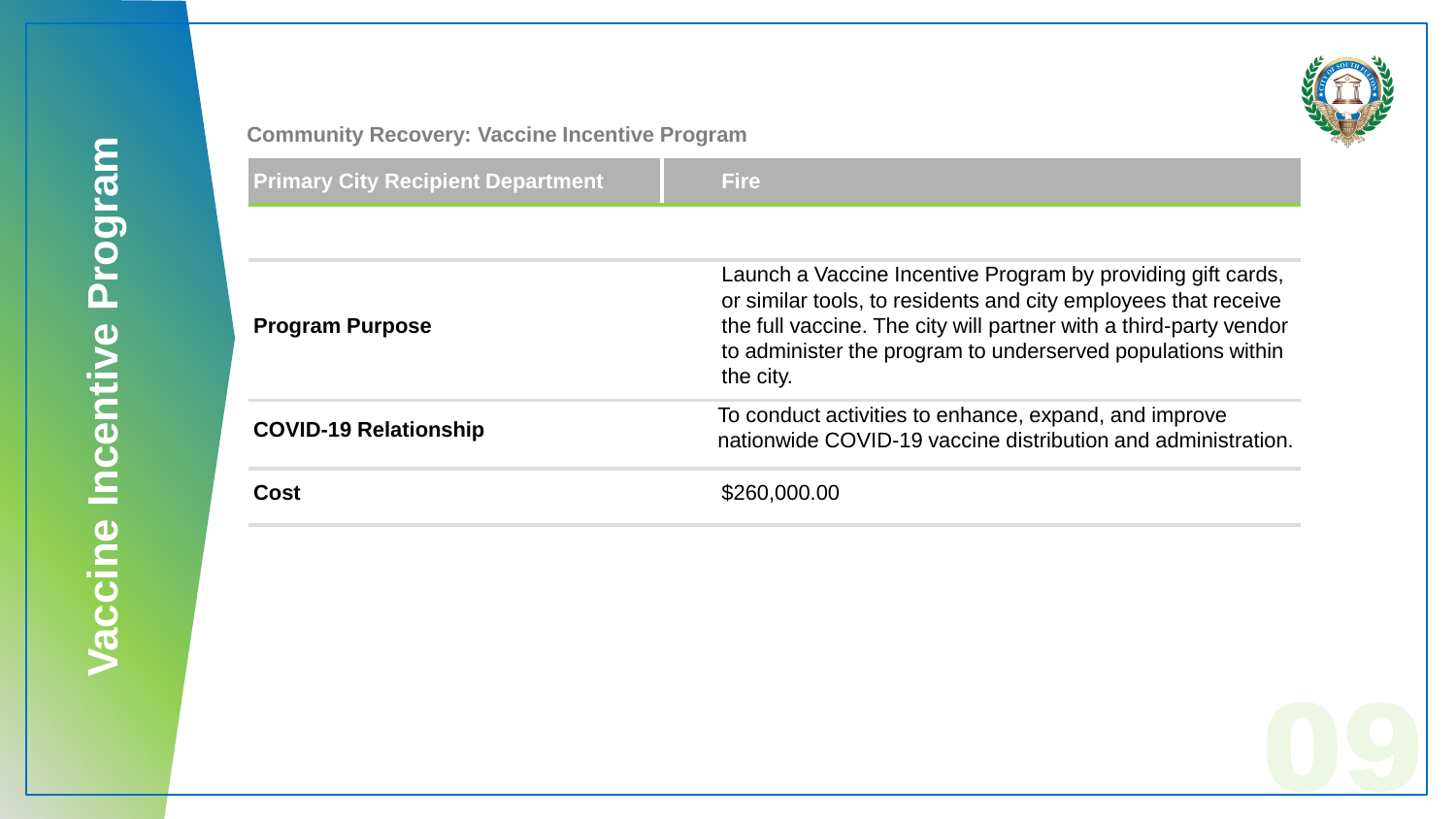# Vaccine Incentive Program

## Community Recovery: Vaccine Incentive Program

| Primary City Recipient Department | Fire |
|---|---|
| **Program Purpose** | Launch a Vaccine Incentive Program by providing gift cards, or similar tools, to residents and city employees that receive the full vaccine. The city will partner with a third-party vendor to administer the program to underserved populations within the city. |
| **COVID-19 Relationship** | To conduct activities to enhance, expand, and improve nationwide COVID-19 vaccine distribution and administration. |
| **Cost** | $260,000.00 |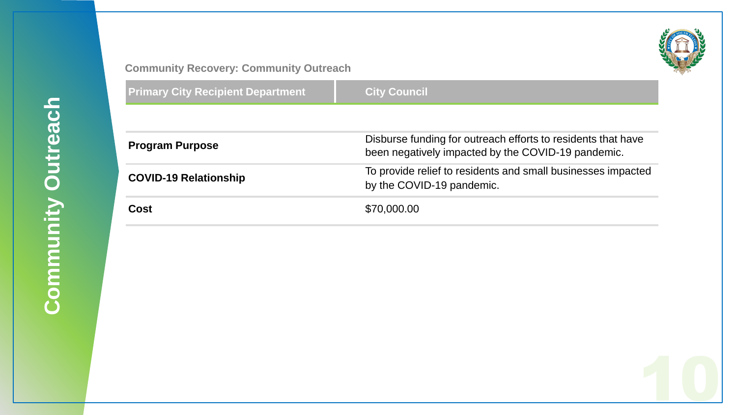# Community Outreach

## Community Recovery: Community Outreach

| Primary City Recipient Department | City Council |
| --- | --- |
| **Program Purpose** | Disburse funding for outreach efforts to residents that have been negatively impacted by the COVID-19 pandemic. |
| **COVID-19 Relationship** | To provide relief to residents and small businesses impacted by the COVID-19 pandemic. |
| **Cost** | $70,000.00 |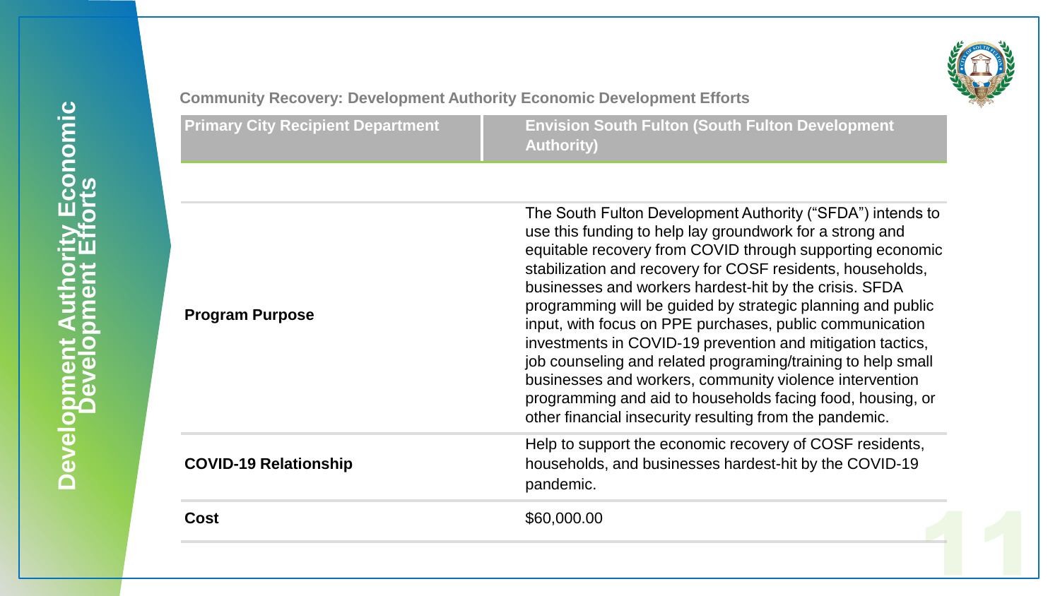# Development Authority Economic Development Efforts

## Community Recovery: Development Authority Economic Development Efforts

| Primary City Recipient Department | Envision South Fulton (South Fulton Development Authority) |
| --- | --- |
| **Program Purpose** | The South Fulton Development Authority ("SFDA") intends to use this funding to help lay groundwork for a strong and equitable recovery from COVID through supporting economic stabilization and recovery for COSF residents, households, businesses and workers hardest-hit by the crisis. SFDA programming will be guided by strategic planning and public input, with focus on PPE purchases, public communication investments in COVID-19 prevention and mitigation tactics, job counseling and related programing/training to help small businesses and workers, community violence intervention programming and aid to households facing food, housing, or other financial insecurity resulting from the pandemic. |
| **COVID-19 Relationship** | Help to support the economic recovery of COSF residents, households, and businesses hardest-hit by the COVID-19 pandemic. |
| **Cost** | $60,000.00 |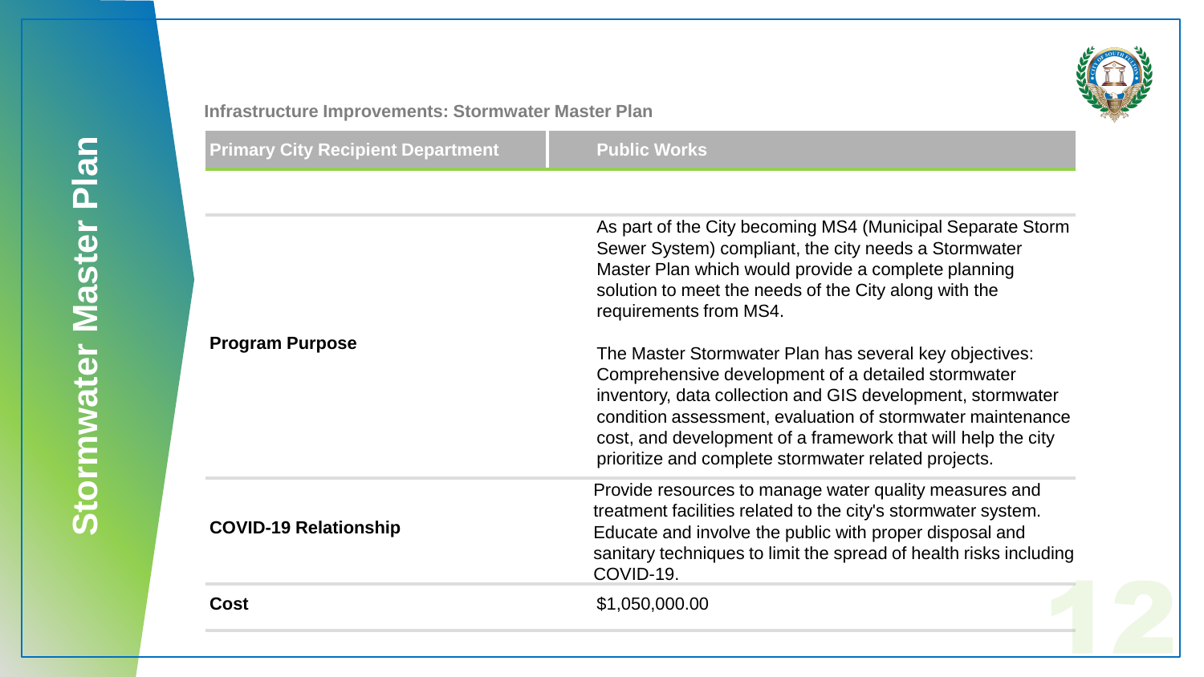# Stormwater Master Plan

## Infrastructure Improvements: Stormwater Master Plan

| Primary City Recipient Department | Public Works |
|---|---|
| Program Purpose | As part of the City becoming MS4 (Municipal Separate Storm Sewer System) compliant, the city needs a Stormwater Master Plan which would provide a complete planning solution to meet the needs of the City along with the requirements from MS4.<br><br>The Master Stormwater Plan has several key objectives: Comprehensive development of a detailed stormwater inventory, data collection and GIS development, stormwater condition assessment, evaluation of stormwater maintenance cost, and development of a framework that will help the city prioritize and complete stormwater related projects. |
| COVID-19 Relationship | Provide resources to manage water quality measures and treatment facilities related to the city's stormwater system. Educate and involve the public with proper disposal and sanitary techniques to limit the spread of health risks including COVID-19. |
| Cost | $1,050,000.00 |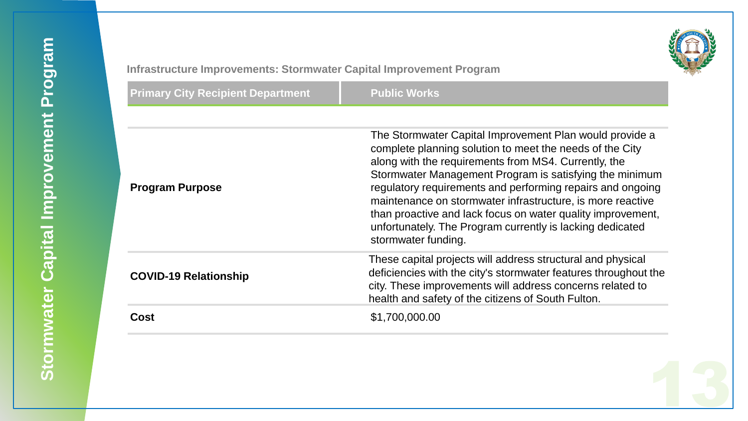# Stormwater Capital Improvement Program

## Infrastructure Improvements: Stormwater Capital Improvement Program

| Primary City Recipient Department | Public Works |
|---|---|
| **Program Purpose** | The Stormwater Capital Improvement Plan would provide a complete planning solution to meet the needs of the City along with the requirements from MS4. Currently, the Stormwater Management Program is satisfying the minimum regulatory requirements and performing repairs and ongoing maintenance on stormwater infrastructure, is more reactive than proactive and lack focus on water quality improvement, unfortunately. The Program currently is lacking dedicated stormwater funding. |
| **COVID-19 Relationship** | These capital projects will address structural and physical deficiencies with the city's stormwater features throughout the city. These improvements will address concerns related to health and safety of the citizens of South Fulton. |
| **Cost** | $1,700,000.00 |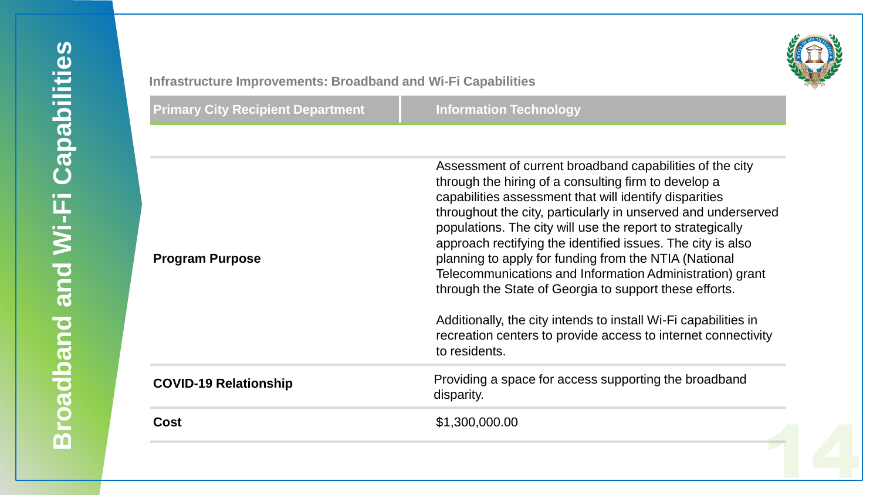# Broadband and Wi-Fi Capabilities

## Infrastructure Improvements: Broadband and Wi-Fi Capabilities

| Primary City Recipient Department | Information Technology |
|---|---|
| **Program Purpose** | Assessment of current broadband capabilities of the city through the hiring of a consulting firm to develop a capabilities assessment that will identify disparities throughout the city, particularly in unserved and underserved populations. The city will use the report to strategically approach rectifying the identified issues. The city is also planning to apply for funding from the NTIA (National Telecommunications and Information Administration) grant through the State of Georgia to support these efforts.<br><br>Additionally, the city intends to install Wi-Fi capabilities in recreation centers to provide access to internet connectivity to residents. |
| **COVID-19 Relationship** | Providing a space for access supporting the broadband disparity. |
| **Cost** | $1,300,000.00 |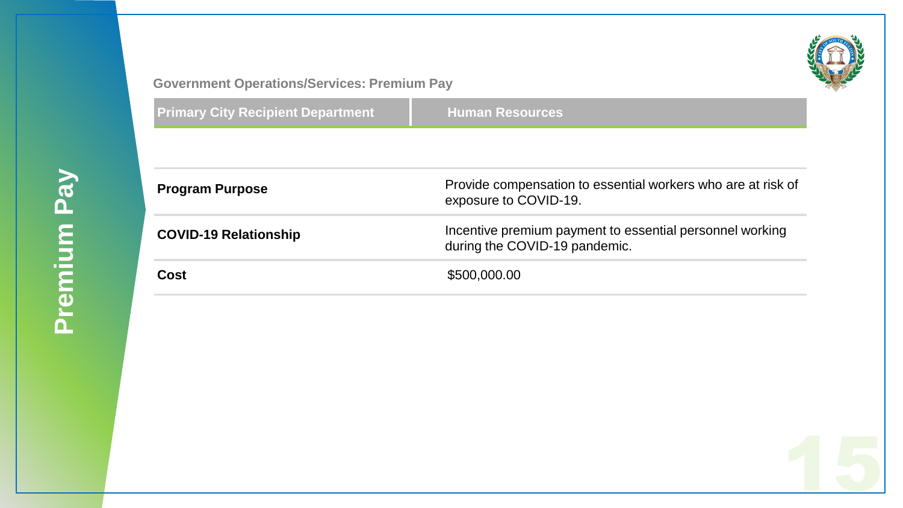Premium Pay

## Government Operations/Services: Premium Pay

| Primary City Recipient Department | Human Resources |
| --- | --- |
| **Program Purpose** | Provide compensation to essential workers who are at risk of exposure to COVID-19. |
| **COVID-19 Relationship** | Incentive premium payment to essential personnel working during the COVID-19 pandemic. |
| **Cost** | $500,000.00 |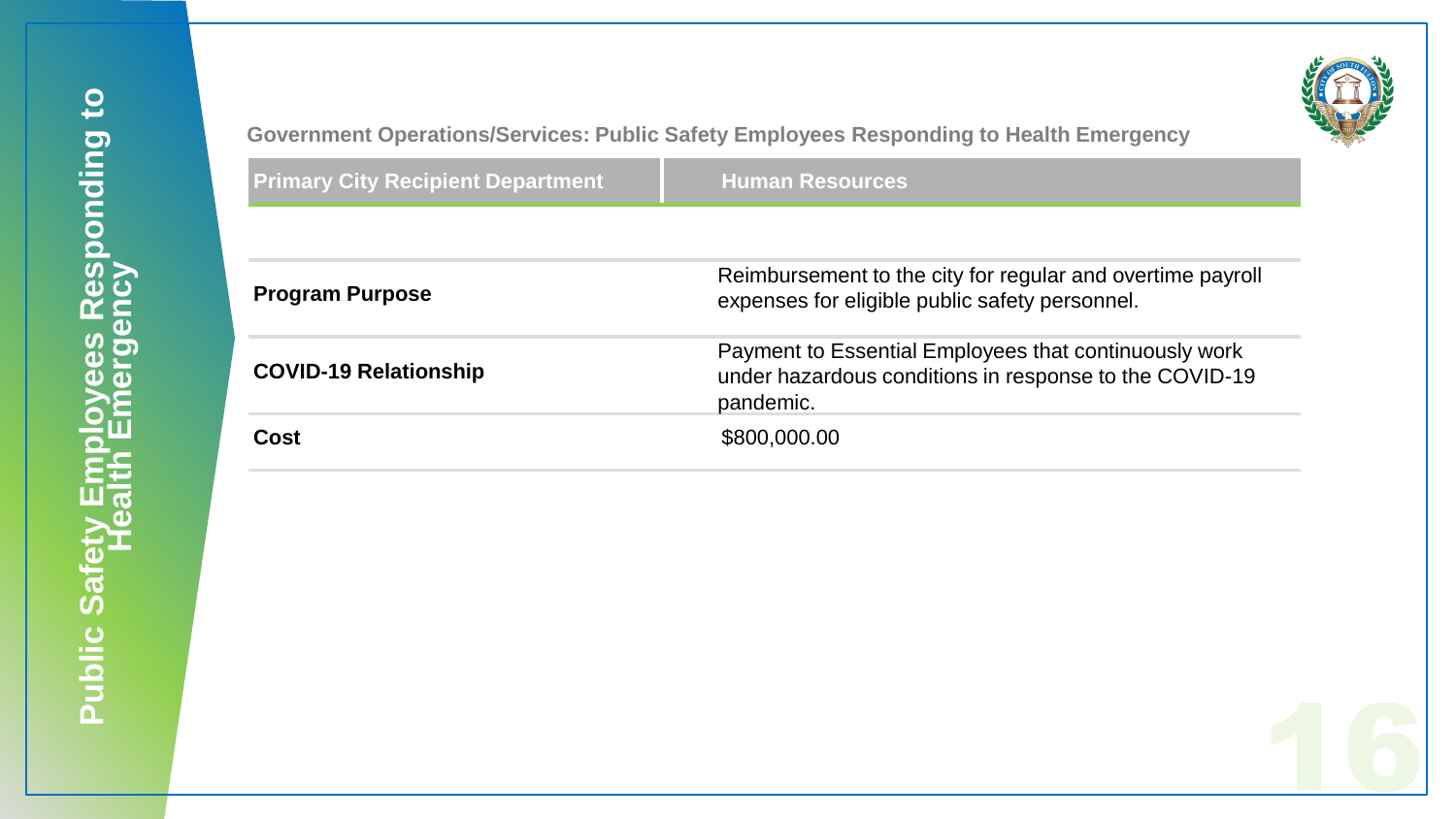# Public Safety Employees Responding to Health Emergency

## Government Operations/Services: Public Safety Employees Responding to Health Emergency

| Primary City Recipient Department | Human Resources |
| --- | --- |
| **Program Purpose** | Reimbursement to the city for regular and overtime payroll expenses for eligible public safety personnel. |
| **COVID-19 Relationship** | Payment to Essential Employees that continuously work under hazardous conditions in response to the COVID-19 pandemic. |
| **Cost** | $800,000.00 |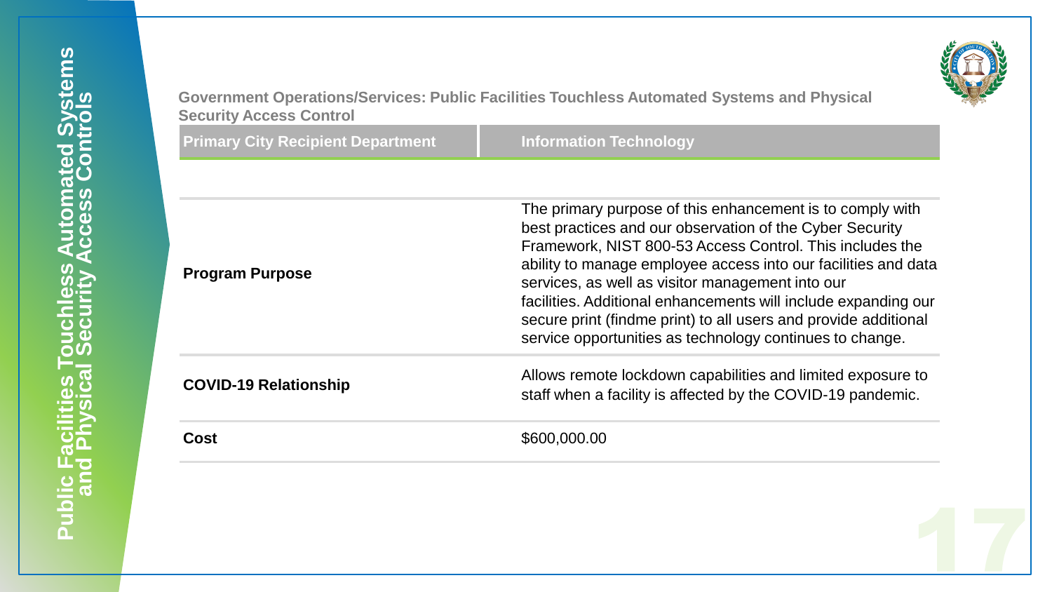# Public Facilities Touchless Automated Systems and Physical Security Access Controls

## Government Operations/Services: Public Facilities Touchless Automated Systems and Physical Security Access Control

| Primary City Recipient Department | Information Technology |
| --- | --- |
| **Program Purpose** | The primary purpose of this enhancement is to comply with best practices and our observation of the Cyber Security Framework, NIST 800-53 Access Control. This includes the ability to manage employee access into our facilities and data services, as well as visitor management into our facilities. Additional enhancements will include expanding our secure print (findme print) to all users and provide additional service opportunities as technology continues to change. |
| **COVID-19 Relationship** | Allows remote lockdown capabilities and limited exposure to staff when a facility is affected by the COVID-19 pandemic. |
| **Cost** | $600,000.00 |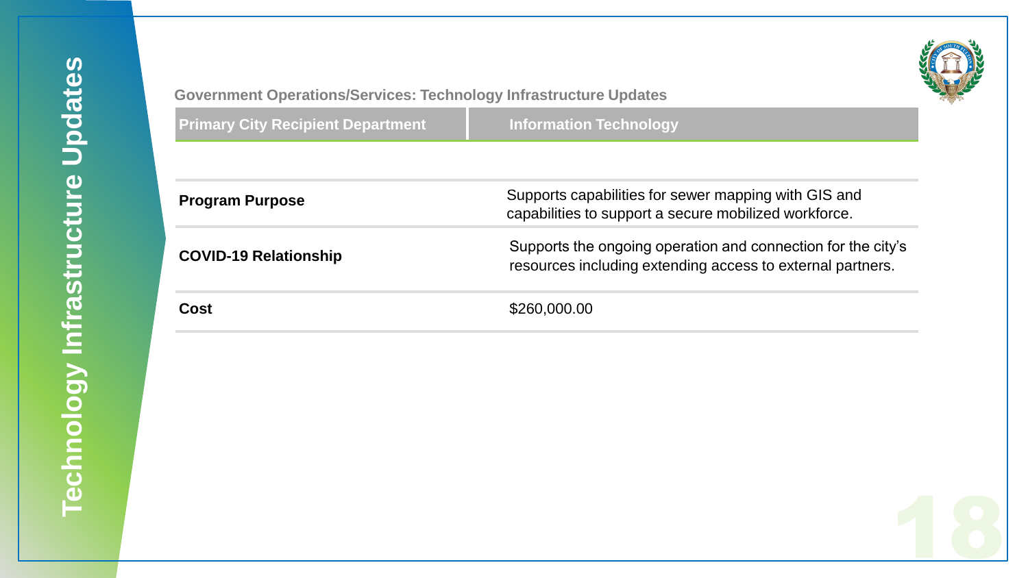# Technology Infrastructure Updates

## Government Operations/Services: Technology Infrastructure Updates

| Primary City Recipient Department | Information Technology |
| --- | --- |
| **Program Purpose** | Supports capabilities for sewer mapping with GIS and capabilities to support a secure mobilized workforce. |
| **COVID-19 Relationship** | Supports the ongoing operation and connection for the city's resources including extending access to external partners. |
| **Cost** | $260,000.00 |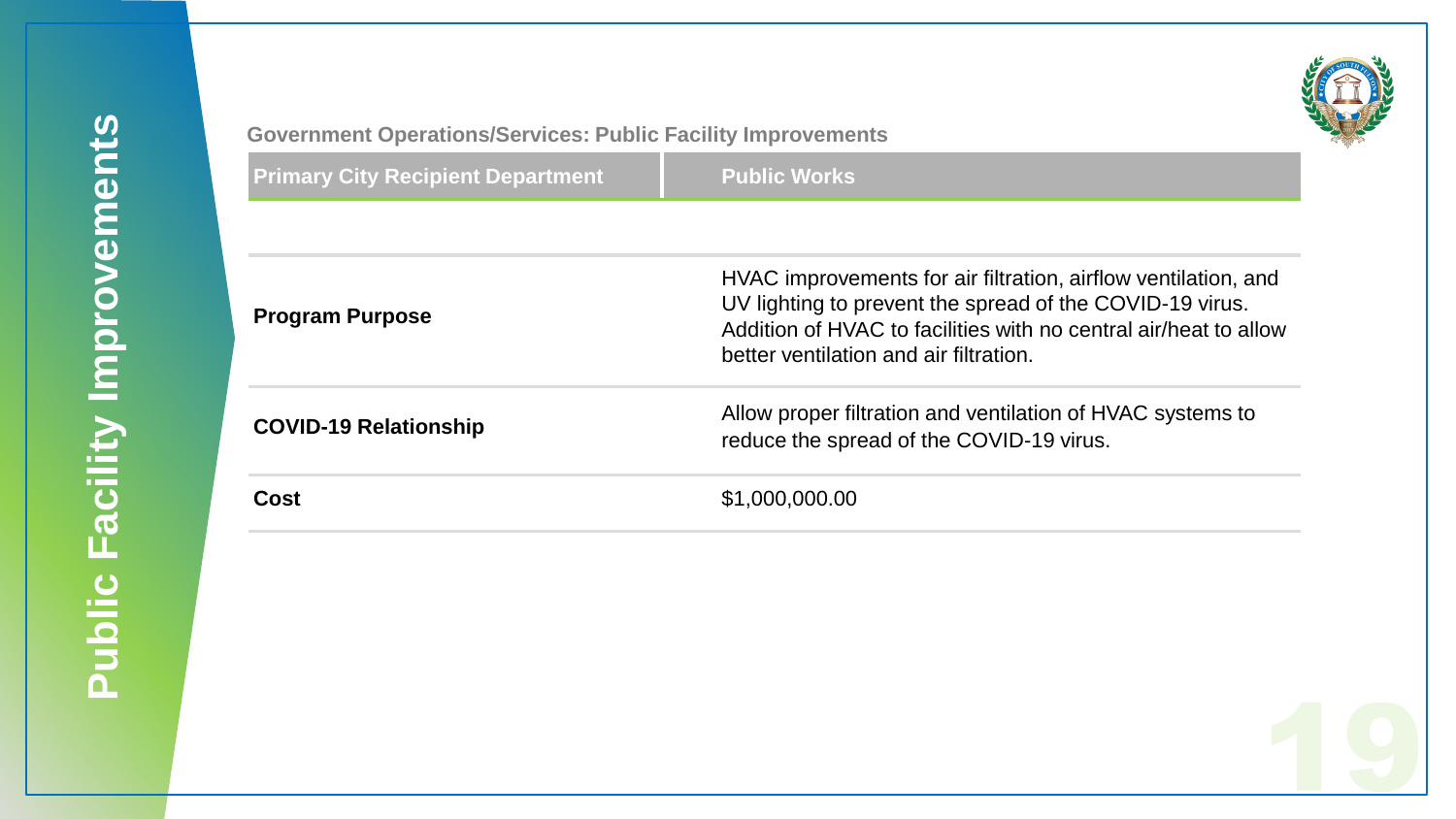# Public Facility Improvements

## Government Operations/Services: Public Facility Improvements

| Primary City Recipient Department | Public Works |
| --- | --- |
| **Program Purpose** | HVAC improvements for air filtration, airflow ventilation, and UV lighting to prevent the spread of the COVID-19 virus. Addition of HVAC to facilities with no central air/heat to allow better ventilation and air filtration. |
| **COVID-19 Relationship** | Allow proper filtration and ventilation of HVAC systems to reduce the spread of the COVID-19 virus. |
| **Cost** | $1,000,000.00 |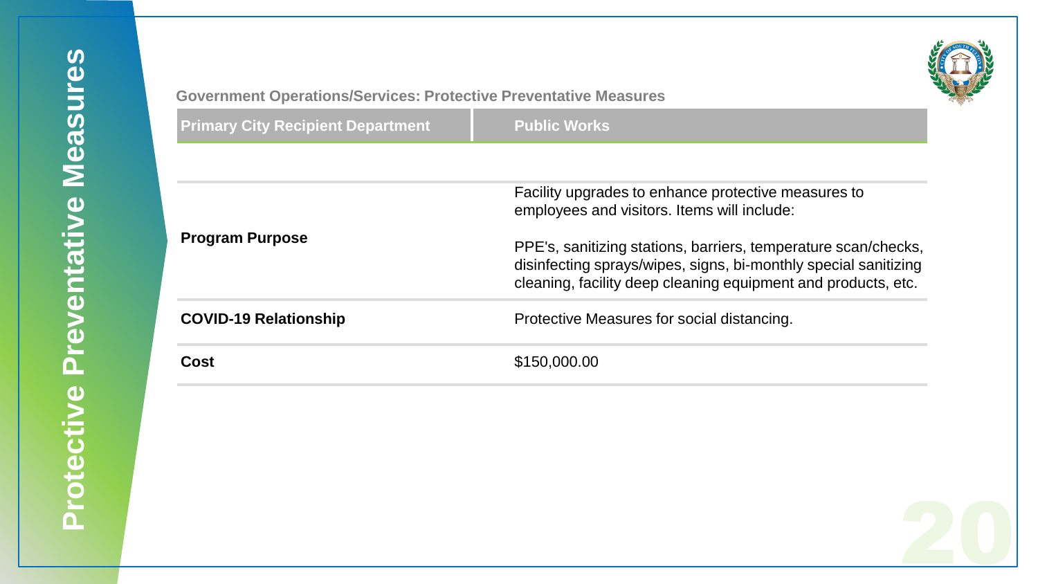# Protective Preventative Measures

## Government Operations/Services: Protective Preventative Measures

| Primary City Recipient Department | Public Works |
|---|---|
| **Program Purpose** | Facility upgrades to enhance protective measures to employees and visitors. Items will include:<br><br>PPE's, sanitizing stations, barriers, temperature scan/checks, disinfecting sprays/wipes, signs, bi-monthly special sanitizing cleaning, facility deep cleaning equipment and products, etc. |
| **COVID-19 Relationship** | Protective Measures for social distancing. |
| **Cost** | $150,000.00 |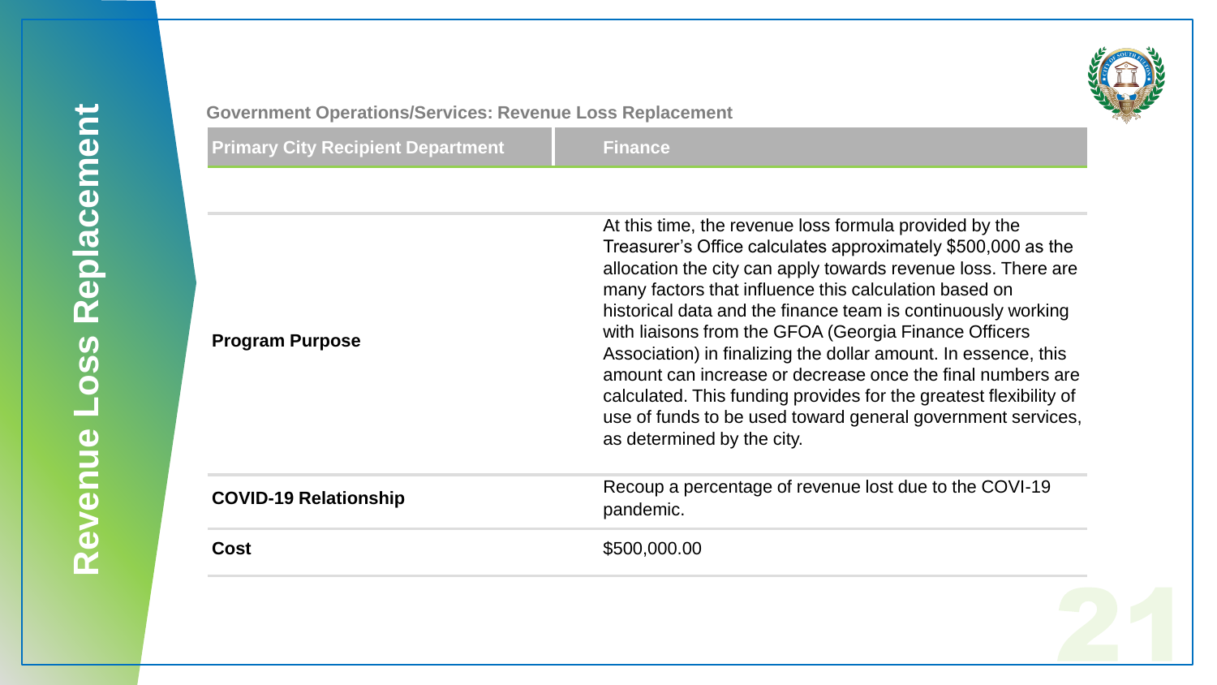# Revenue Loss Replacement

## Government Operations/Services: Revenue Loss Replacement

| Primary City Recipient Department | Finance |
|---|---|
| **Program Purpose** | At this time, the revenue loss formula provided by the Treasurer's Office calculates approximately $500,000 as the allocation the city can apply towards revenue loss. There are many factors that influence this calculation based on historical data and the finance team is continuously working with liaisons from the GFOA (Georgia Finance Officers Association) in finalizing the dollar amount. In essence, this amount can increase or decrease once the final numbers are calculated. This funding provides for the greatest flexibility of use of funds to be used toward general government services, as determined by the city. |
| **COVID-19 Relationship** | Recoup a percentage of revenue lost due to the COVI-19 pandemic. |
| **Cost** | $500,000.00 |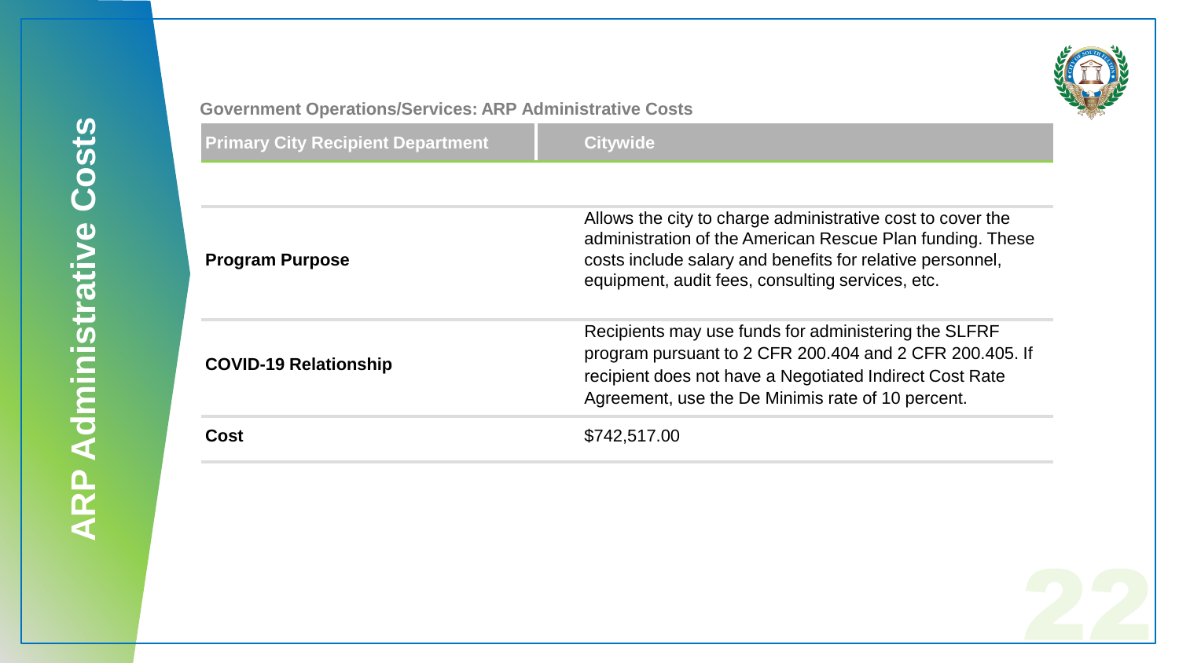# ARP Administrative Costs

Government Operations/Services: ARP Administrative Costs

| Primary City Recipient Department | Citywide |
| --- | --- |
| Program Purpose | Allows the city to charge administrative cost to cover the administration of the American Rescue Plan funding. These costs include salary and benefits for relative personnel, equipment, audit fees, consulting services, etc. |
| COVID-19 Relationship | Recipients may use funds for administering the SLFRF program pursuant to 2 CFR 200.404 and 2 CFR 200.405. If recipient does not have a Negotiated Indirect Cost Rate Agreement, use the De Minimis rate of 10 percent. |
| Cost | $742,517.00 |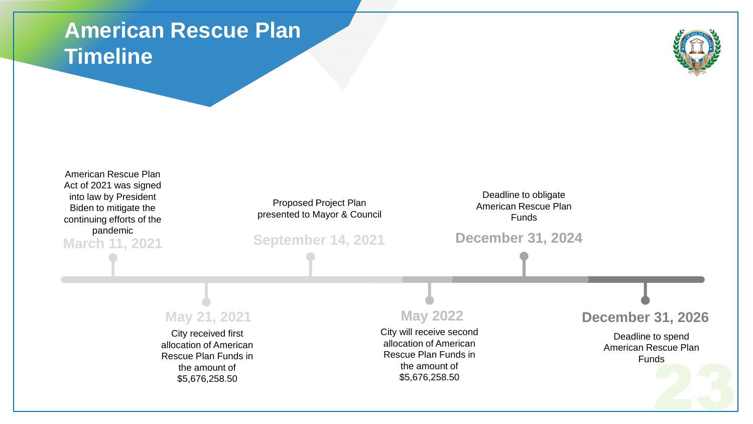# American Rescue Plan Timeline

**March 11, 2021**
American Rescue Plan Act of 2021 was signed into law by President Biden to mitigate the continuing efforts of the pandemic

**May 21, 2021**
City received first allocation of American Rescue Plan Funds in the amount of $5,676,258.50

**September 14, 2021**
Proposed Project Plan presented to Mayor & Council

**May 2022**
City will receive second allocation of American Rescue Plan Funds in the amount of $5,676,258.50

**December 31, 2024**
Deadline to obligate American Rescue Plan Funds

**December 31, 2026**
Deadline to spend American Rescue Plan Funds